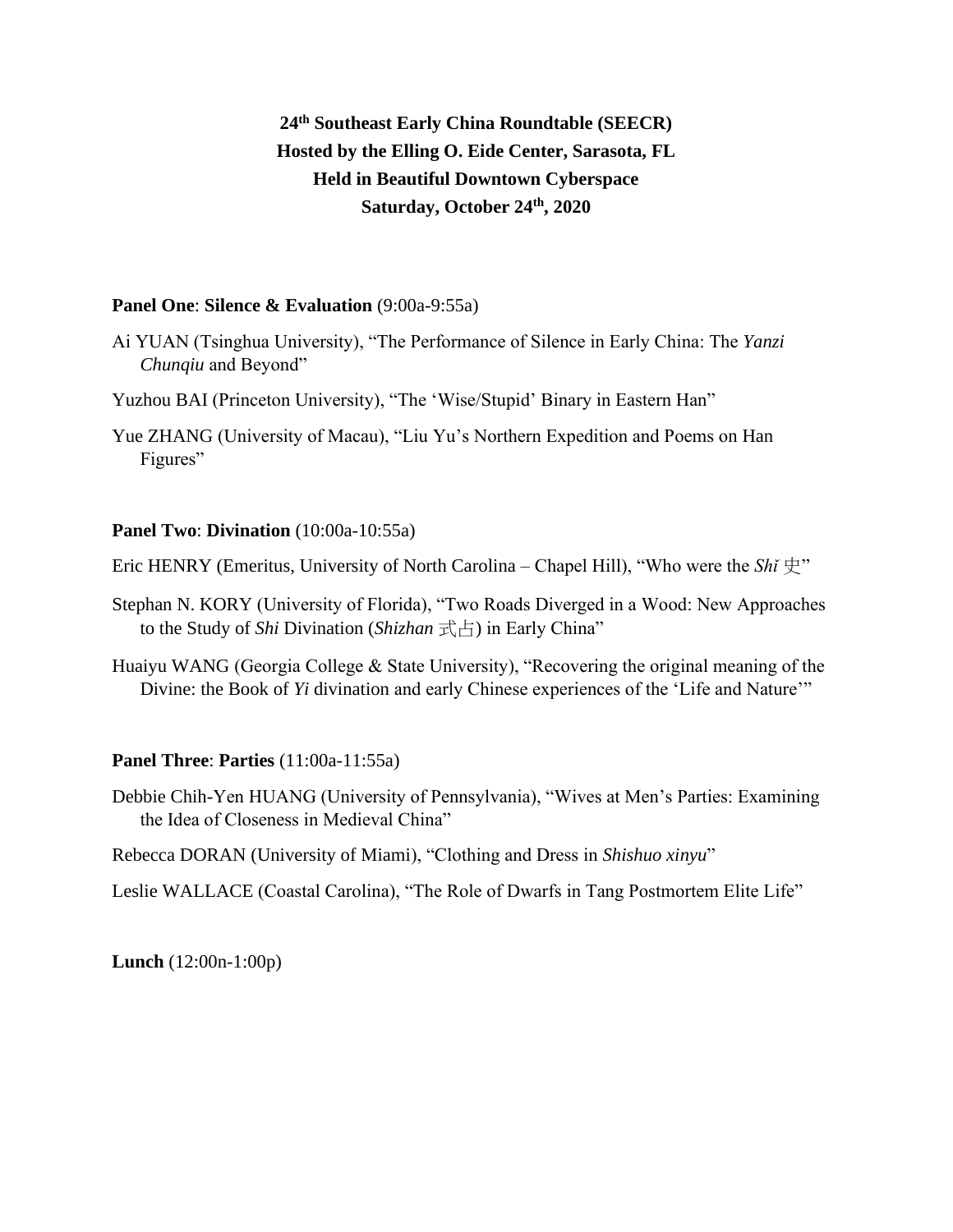# 24th Southeast Early China Roundtable (SEECR)
# Hosted by the Elling O. Eide Center, Sarasota, FL
# Held in Beautiful Downtown Cyberspace
# Saturday, October 24th, 2020

**Panel One**: **Silence & Evaluation** (9:00a-9:55a)

Ai YUAN (Tsinghua University), "The Performance of Silence in Early China: The *Yanzi Chunqiu* and Beyond"

Yuzhou BAI (Princeton University), "The 'Wise/Stupid' Binary in Eastern Han"

Yue ZHANG (University of Macau), "Liu Yu's Northern Expedition and Poems on Han Figures"

**Panel Two**: **Divination** (10:00a-10:55a)

Eric HENRY (Emeritus, University of North Carolina – Chapel Hill), "Who were the *Shǐ* 史"

Stephan N. KORY (University of Florida), "Two Roads Diverged in a Wood: New Approaches to the Study of *Shi* Divination (*Shizhan* 式占) in Early China"

Huaiyu WANG (Georgia College & State University), "Recovering the original meaning of the Divine: the Book of *Yi* divination and early Chinese experiences of the 'Life and Nature'"

**Panel Three**: **Parties** (11:00a-11:55a)

Debbie Chih-Yen HUANG (University of Pennsylvania), "Wives at Men's Parties: Examining the Idea of Closeness in Medieval China"

Rebecca DORAN (University of Miami), "Clothing and Dress in *Shishuo xinyu*"

Leslie WALLACE (Coastal Carolina), "The Role of Dwarfs in Tang Postmortem Elite Life"

**Lunch** (12:00n-1:00p)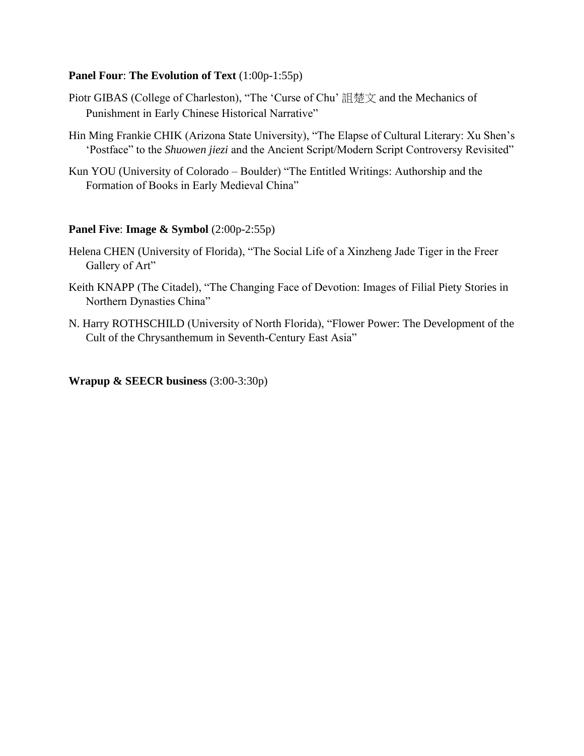**Panel Four**: **The Evolution of Text** (1:00p-1:55p)

Piotr GIBAS (College of Charleston), “The ‘Curse of Chu’ 詛楚文 and the Mechanics of Punishment in Early Chinese Historical Narrative”

Hin Ming Frankie CHIK (Arizona State University), “The Elapse of Cultural Literary: Xu Shen’s ‘Postface” to the *Shuowen jiezi* and the Ancient Script/Modern Script Controversy Revisited”

Kun YOU (University of Colorado – Boulder) “The Entitled Writings: Authorship and the Formation of Books in Early Medieval China”

**Panel Five**: **Image & Symbol** (2:00p-2:55p)

Helena CHEN (University of Florida), “The Social Life of a Xinzheng Jade Tiger in the Freer Gallery of Art”

Keith KNAPP (The Citadel), “The Changing Face of Devotion: Images of Filial Piety Stories in Northern Dynasties China”

N. Harry ROTHSCHILD (University of North Florida), “Flower Power: The Development of the Cult of the Chrysanthemum in Seventh-Century East Asia”

**Wrapup & SEECR business** (3:00-3:30p)